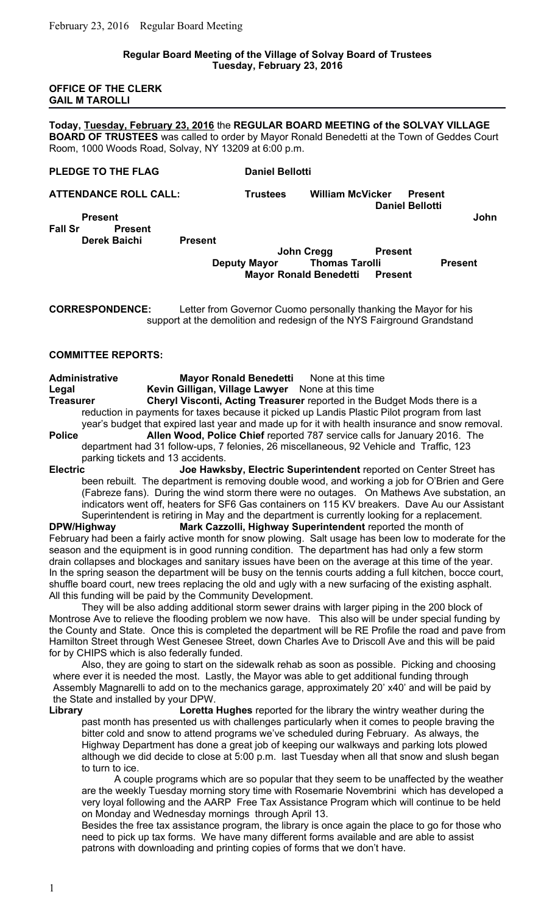## Regular Board Meeting of the Village of Solvay Board of Trustees
## Tuesday, February 23, 2016

**OFFICE OF THE CLERK**
**GAIL M TAROLLI**

**Today, Tuesday, February 23, 2016** the **REGULAR BOARD MEETING of the SOLVAY VILLAGE BOARD OF TRUSTEES** was called to order by Mayor Ronald Benedetti at the Town of Geddes Court Room, 1000 Woods Road, Solvay, NY 13209 at 6:00 p.m.

**PLEDGE TO THE FLAG** **Daniel Bellotti**

**ATTENDANCE ROLL CALL:** **Trustees**
**William McVicker Present**
**Daniel Bellotti Present**
**John Fall Sr Present**
**Derek Baichi Present**
**John Cregg Present**
**Deputy Mayor Thomas Tarolli Present**
**Mayor Ronald Benedetti Present**

**CORRESPONDENCE:** Letter from Governor Cuomo personally thanking the Mayor for his support at the demolition and redesign of the NYS Fairground Grandstand

**COMMITTEE REPORTS:**

**Administrative** **Mayor Ronald Benedetti** None at this time

**Legal** **Kevin Gilligan, Village Lawyer** None at this time

**Treasurer** **Cheryl Visconti, Acting Treasurer** reported in the Budget Mods there is a reduction in payments for taxes because it picked up Landis Plastic Pilot program from last year's budget that expired last year and made up for it with health insurance and snow removal.

**Police** **Allen Wood, Police Chief** reported 787 service calls for January 2016. The department had 31 follow-ups, 7 felonies, 26 miscellaneous, 92 Vehicle and Traffic, 123 parking tickets and 13 accidents.

**Electric** **Joe Hawksby, Electric Superintendent** reported on Center Street has been rebuilt. The department is removing double wood, and working a job for O'Brien and Gere (Fabreze fans). During the wind storm there were no outages. On Mathews Ave substation, an indicators went off, heaters for SF6 Gas containers on 115 KV breakers. Dave Au our Assistant Superintendent is retiring in May and the department is currently looking for a replacement.

**DPW/Highway** **Mark Cazzolli, Highway Superintendent** reported the month of February had been a fairly active month for snow plowing. Salt usage has been low to moderate for the season and the equipment is in good running condition. The department has had only a few storm drain collapses and blockages and sanitary issues have been on the average at this time of the year. In the spring season the department will be busy on the tennis courts adding a full kitchen, bocce court, shuffle board court, new trees replacing the old and ugly with a new surfacing of the existing asphalt. All this funding will be paid by the Community Development.

They will be also adding additional storm sewer drains with larger piping in the 200 block of Montrose Ave to relieve the flooding problem we now have. This also will be under special funding by the County and State. Once this is completed the department will be RE Profile the road and pave from Hamilton Street through West Genesee Street, down Charles Ave to Driscoll Ave and this will be paid for by CHIPS which is also federally funded.

Also, they are going to start on the sidewalk rehab as soon as possible. Picking and choosing where ever it is needed the most. Lastly, the Mayor was able to get additional funding through Assembly Magnarelli to add on to the mechanics garage, approximately 20' x40' and will be paid by the State and installed by your DPW.

**Library** **Loretta Hughes** reported for the library the wintry weather during the past month has presented us with challenges particularly when it comes to people braving the bitter cold and snow to attend programs we've scheduled during February. As always, the Highway Department has done a great job of keeping our walkways and parking lots plowed although we did decide to close at 5:00 p.m. last Tuesday when all that snow and slush began to turn to ice.

A couple programs which are so popular that they seem to be unaffected by the weather are the weekly Tuesday morning story time with Rosemarie Novembrini which has developed a very loyal following and the AARP Free Tax Assistance Program which will continue to be held on Monday and Wednesday mornings through April 13.

Besides the free tax assistance program, the library is once again the place to go for those who need to pick up tax forms. We have many different forms available and are able to assist patrons with downloading and printing copies of forms that we don't have.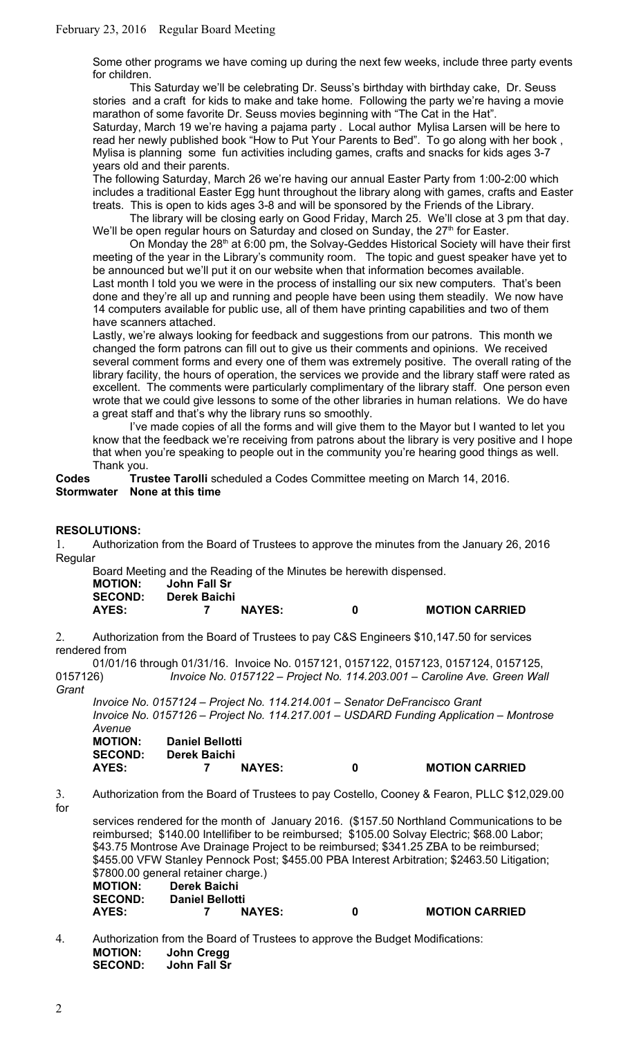Some other programs we have coming up during the next few weeks, include three party events for children.

This Saturday we'll be celebrating Dr. Seuss's birthday with birthday cake, Dr. Seuss stories and a craft for kids to make and take home. Following the party we're having a movie marathon of some favorite Dr. Seuss movies beginning with "The Cat in the Hat".

Saturday, March 19 we're having a pajama party . Local author Mylisa Larsen will be here to read her newly published book "How to Put Your Parents to Bed". To go along with her book , Mylisa is planning some fun activities including games, crafts and snacks for kids ages 3-7 years old and their parents.

The following Saturday, March 26 we're having our annual Easter Party from 1:00-2:00 which includes a traditional Easter Egg hunt throughout the library along with games, crafts and Easter treats. This is open to kids ages 3-8 and will be sponsored by the Friends of the Library.

The library will be closing early on Good Friday, March 25. We'll close at 3 pm that day. We'll be open regular hours on Saturday and closed on Sunday, the 27th for Easter.

On Monday the 28th at 6:00 pm, the Solvay-Geddes Historical Society will have their first meeting of the year in the Library's community room. The topic and guest speaker have yet to be announced but we'll put it on our website when that information becomes available.

Last month I told you we were in the process of installing our six new computers. That's been done and they're all up and running and people have been using them steadily. We now have 14 computers available for public use, all of them have printing capabilities and two of them have scanners attached.

Lastly, we're always looking for feedback and suggestions from our patrons. This month we changed the form patrons can fill out to give us their comments and opinions. We received several comment forms and every one of them was extremely positive. The overall rating of the library facility, the hours of operation, the services we provide and the library staff were rated as excellent. The comments were particularly complimentary of the library staff. One person even wrote that we could give lessons to some of the other libraries in human relations. We do have a great staff and that's why the library runs so smoothly.

I've made copies of all the forms and will give them to the Mayor but I wanted to let you know that the feedback we're receiving from patrons about the library is very positive and I hope that when you're speaking to people out in the community you're hearing good things as well.

Thank you.

**Codes** **Trustee Tarolli** scheduled a Codes Committee meeting on March 14, 2016.

**Stormwater None at this time**

**RESOLUTIONS:**

1. Authorization from the Board of Trustees to approve the minutes from the January 26, 2016 Regular Board Meeting and the Reading of the Minutes be herewith dispensed.

**MOTION:** **John Fall Sr**
**SECOND:** **Derek Baichi**
**AYES:** **7** **NAYES:** **0** **MOTION CARRIED**

2. Authorization from the Board of Trustees to pay C&S Engineers $10,147.50 for services rendered from 01/01/16 through 01/31/16. Invoice No. 0157121, 0157122, 0157123, 0157124, 0157125, 0157126)

*Invoice No. 0157122 – Project No. 114.203.001 – Caroline Ave. Green Wall Grant*
*Invoice No. 0157124 – Project No. 114.214.001 – Senator DeFrancisco Grant*
*Invoice No. 0157126 – Project No. 114.217.001 – USDARD Funding Application – Montrose Avenue*

**MOTION:** **Daniel Bellotti**
**SECOND:** **Derek Baichi**
**AYES:** **7** **NAYES:** **0** **MOTION CARRIED**

3. Authorization from the Board of Trustees to pay Costello, Cooney & Fearon, PLLC $12,029.00 for services rendered for the month of January 2016. ($157.50 Northland Communications to be reimbursed; $140.00 Intellifiber to be reimbursed; $105.00 Solvay Electric; $68.00 Labor; $43.75 Montrose Ave Drainage Project to be reimbursed; $341.25 ZBA to be reimbursed; $455.00 VFW Stanley Pennock Post; $455.00 PBA Interest Arbitration; $2463.50 Litigation; $7800.00 general retainer charge.)

**MOTION:** **Derek Baichi**
**SECOND:** **Daniel Bellotti**
**AYES:** **7** **NAYES:** **0** **MOTION CARRIED**

4. Authorization from the Board of Trustees to approve the Budget Modifications:

**MOTION:** **John Cregg**
**SECOND:** **John Fall Sr**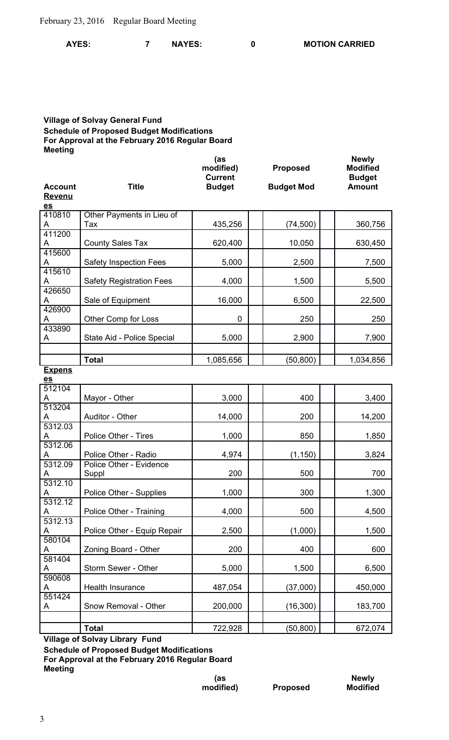AYES: 7 NAYES: 0 MOTION CARRIED

**Village of Solvay General Fund**
**Schedule of Proposed Budget Modifications**
**For Approval at the February 2016 Regular Board Meeting**

| Account | Title | (as modified) Current Budget | Proposed Budget Mod | Newly Modified Budget Amount |
|---|---|---|---|---|
| **Revenues** | | | | |
| 410810 A | Other Payments in Lieu of Tax | 435,256 | (74,500) | 360,756 |
| 411200 A | County Sales Tax | 620,400 | 10,050 | 630,450 |
| 415600 A | Safety Inspection Fees | 5,000 | 2,500 | 7,500 |
| 415610 A | Safety Registration Fees | 4,000 | 1,500 | 5,500 |
| 426650 A | Sale of Equipment | 16,000 | 6,500 | 22,500 |
| 426900 A | Other Comp for Loss | 0 | 250 | 250 |
| 433890 A | State Aid - Police Special | 5,000 | 2,900 | 7,900 |
| | **Total** | 1,085,656 | (50,800) | 1,034,856 |
| **Expenses** | | | | |
| 512104 A | Mayor - Other | 3,000 | 400 | 3,400 |
| 513204 A | Auditor - Other | 14,000 | 200 | 14,200 |
| 5312.03 A | Police Other - Tires | 1,000 | 850 | 1,850 |
| 5312.06 A | Police Other - Radio | 4,974 | (1,150) | 3,824 |
| 5312.09 A | Police Other - Evidence Suppl | 200 | 500 | 700 |
| 5312.10 A | Police Other - Supplies | 1,000 | 300 | 1,300 |
| 5312.12 A | Police Other - Training | 4,000 | 500 | 4,500 |
| 5312.13 A | Police Other - Equip Repair | 2,500 | (1,000) | 1,500 |
| 580104 A | Zoning Board - Other | 200 | 400 | 600 |
| 581404 A | Storm Sewer - Other | 5,000 | 1,500 | 6,500 |
| 590608 A | Health Insurance | 487,054 | (37,000) | 450,000 |
| 551424 A | Snow Removal - Other | 200,000 | (16,300) | 183,700 |
| | **Total** | 722,928 | (50,800) | 672,074 |

**Village of Solvay Library Fund**
**Schedule of Proposed Budget Modifications**
**For Approval at the February 2016 Regular Board Meeting**

| (as modified) | Proposed | Newly Modified |
|---|---|---|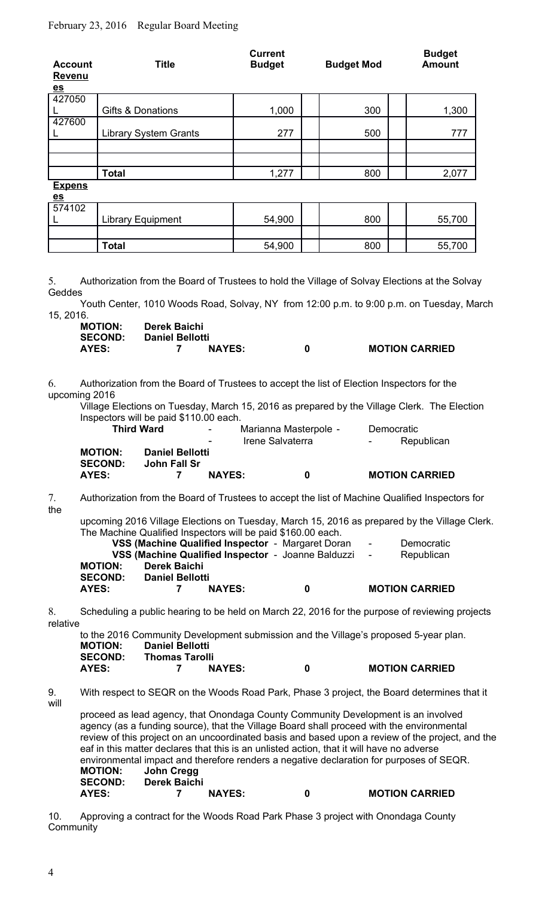| Account | Title | Current Budget | Budget Mod | Budget Amount |
|---|---|---|---|---|
| **Revenues** | | | | |
| 427050L | Gifts & Donations | 1,000 | 300 | 1,300 |
| 427600L | Library System Grants | 277 | 500 | 777 |
| | | | | |
| | | | | |
| | **Total** | 1,277 | 800 | 2,077 |
| **Expenses** | | | | |
| 574102L | Library Equipment | 54,900 | 800 | 55,700 |
| | | | | |
| | **Total** | 54,900 | 800 | 55,700 |

5. Authorization from the Board of Trustees to hold the Village of Solvay Elections at the Solvay Geddes Youth Center, 1010 Woods Road, Solvay, NY from 12:00 p.m. to 9:00 p.m. on Tuesday, March 15, 2016.

**MOTION:** **Derek Baichi**
**SECOND:** **Daniel Bellotti**
**AYES:** **7** **NAYES:** **0** **MOTION CARRIED**

6. Authorization from the Board of Trustees to accept the list of Election Inspectors for the upcoming 2016 Village Elections on Tuesday, March 15, 2016 as prepared by the Village Clerk. The Election Inspectors will be paid $110.00 each.

**Third Ward** - Marianna Masterpole - Democratic
- Irene Salvaterra - Republican

**MOTION:** **Daniel Bellotti**
**SECOND:** **John Fall Sr**
**AYES:** **7** **NAYES:** **0** **MOTION CARRIED**

7. Authorization from the Board of Trustees to accept the list of Machine Qualified Inspectors for the upcoming 2016 Village Elections on Tuesday, March 15, 2016 as prepared by the Village Clerk. The Machine Qualified Inspectors will be paid $160.00 each.

**VSS (Machine Qualified Inspector** - Margaret Doran - Democratic
**VSS (Machine Qualified Inspector** - Joanne Balduzzi - Republican

**MOTION:** **Derek Baichi**
**SECOND:** **Daniel Bellotti**
**AYES:** **7** **NAYES:** **0** **MOTION CARRIED**

8. Scheduling a public hearing to be held on March 22, 2016 for the purpose of reviewing projects relative to the 2016 Community Development submission and the Village's proposed 5-year plan.

**MOTION:** **Daniel Bellotti**
**SECOND:** **Thomas Tarolli**
**AYES:** **7** **NAYES:** **0** **MOTION CARRIED**

9. With respect to SEQR on the Woods Road Park, Phase 3 project, the Board determines that it will proceed as lead agency, that Onondaga County Community Development is an involved agency (as a funding source), that the Village Board shall proceed with the environmental review of this project on an uncoordinated basis and based upon a review of the project, and the eaf in this matter declares that this is an unlisted action, that it will have no adverse environmental impact and therefore renders a negative declaration for purposes of SEQR.

**MOTION:** **John Cregg**
**SECOND:** **Derek Baichi**
**AYES:** **7** **NAYES:** **0** **MOTION CARRIED**

10. Approving a contract for the Woods Road Park Phase 3 project with Onondaga County Community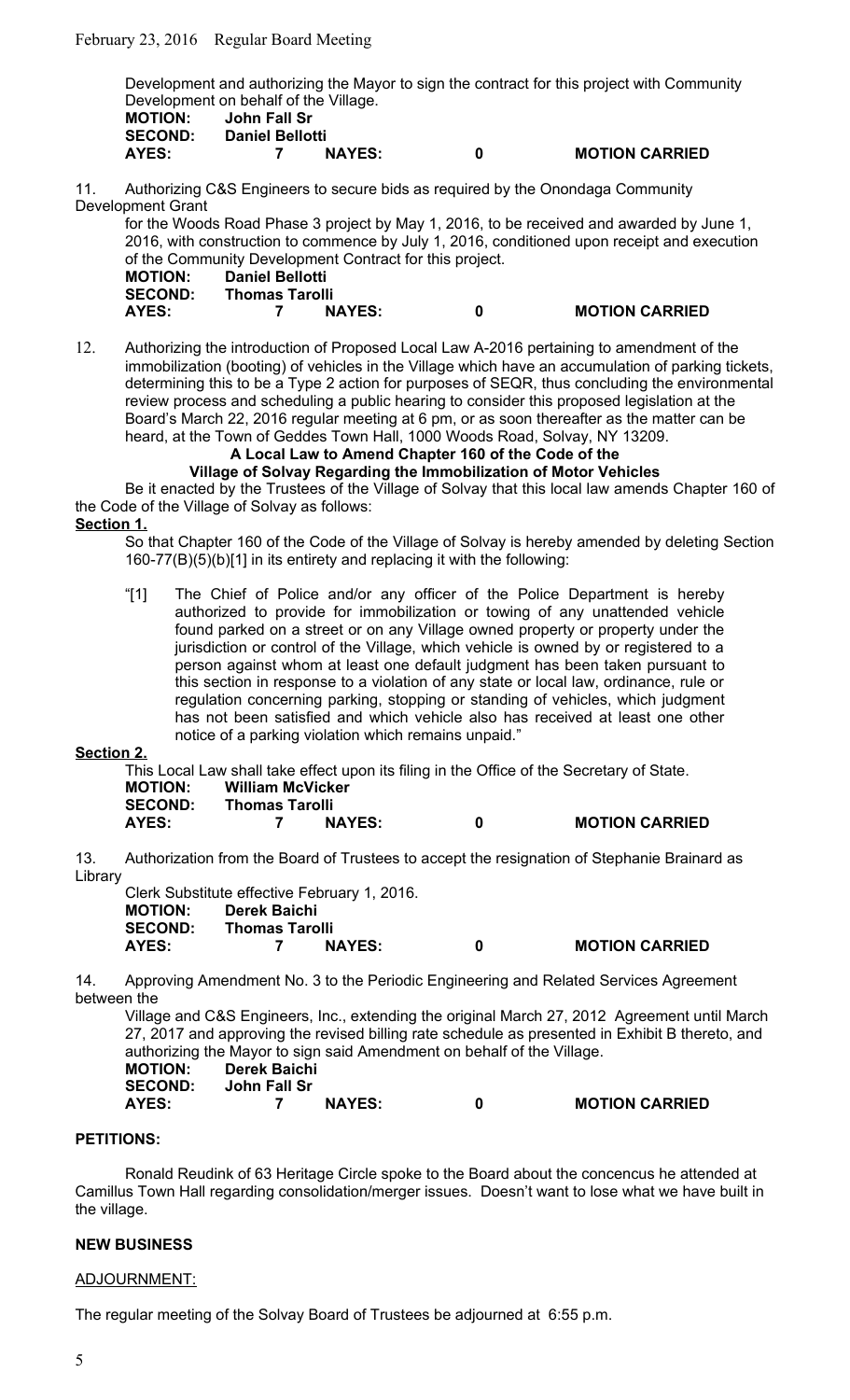Development and authorizing the Mayor to sign the contract for this project with Community Development on behalf of the Village.

**MOTION:** **John Fall Sr**
**SECOND:** **Daniel Bellotti**
**AYES:** **7** **NAYES:** **0** **MOTION CARRIED**

11. Authorizing C&S Engineers to secure bids as required by the Onondaga Community Development Grant
for the Woods Road Phase 3 project by May 1, 2016, to be received and awarded by June 1, 2016, with construction to commence by July 1, 2016, conditioned upon receipt and execution of the Community Development Contract for this project.

**MOTION:** **Daniel Bellotti**
**SECOND:** **Thomas Tarolli**
**AYES:** **7** **NAYES:** **0** **MOTION CARRIED**

12. Authorizing the introduction of Proposed Local Law A-2016 pertaining to amendment of the immobilization (booting) of vehicles in the Village which have an accumulation of parking tickets, determining this to be a Type 2 action for purposes of SEQR, thus concluding the environmental review process and scheduling a public hearing to consider this proposed legislation at the Board's March 22, 2016 regular meeting at 6 pm, or as soon thereafter as the matter can be heard, at the Town of Geddes Town Hall, 1000 Woods Road, Solvay, NY 13209.

**A Local Law to Amend Chapter 160 of the Code of the**
**Village of Solvay Regarding the Immobilization of Motor Vehicles**

Be it enacted by the Trustees of the Village of Solvay that this local law amends Chapter 160 of the Code of the Village of Solvay as follows:

**Section 1.**

So that Chapter 160 of the Code of the Village of Solvay is hereby amended by deleting Section 160-77(B)(5)(b)[1] in its entirety and replacing it with the following:

"[1] The Chief of Police and/or any officer of the Police Department is hereby authorized to provide for immobilization or towing of any unattended vehicle found parked on a street or on any Village owned property or property under the jurisdiction or control of the Village, which vehicle is owned by or registered to a person against whom at least one default judgment has been taken pursuant to this section in response to a violation of any state or local law, ordinance, rule or regulation concerning parking, stopping or standing of vehicles, which judgment has not been satisfied and which vehicle also has received at least one other notice of a parking violation which remains unpaid."

**Section 2.**

This Local Law shall take effect upon its filing in the Office of the Secretary of State.

**MOTION:** **William McVicker**
**SECOND:** **Thomas Tarolli**
**AYES:** **7** **NAYES:** **0** **MOTION CARRIED**

13. Authorization from the Board of Trustees to accept the resignation of Stephanie Brainard as Library
Clerk Substitute effective February 1, 2016.

**MOTION:** **Derek Baichi**
**SECOND:** **Thomas Tarolli**
**AYES:** **7** **NAYES:** **0** **MOTION CARRIED**

14. Approving Amendment No. 3 to the Periodic Engineering and Related Services Agreement between the
Village and C&S Engineers, Inc., extending the original March 27, 2012 Agreement until March 27, 2017 and approving the revised billing rate schedule as presented in Exhibit B thereto, and authorizing the Mayor to sign said Amendment on behalf of the Village.

**MOTION:** **Derek Baichi**
**SECOND:** **John Fall Sr**
**AYES:** **7** **NAYES:** **0** **MOTION CARRIED**

**PETITIONS:**

Ronald Reudink of 63 Heritage Circle spoke to the Board about the concencus he attended at Camillus Town Hall regarding consolidation/merger issues. Doesn't want to lose what we have built in the village.

**NEW BUSINESS**

ADJOURNMENT:

The regular meeting of the Solvay Board of Trustees be adjourned at 6:55 p.m.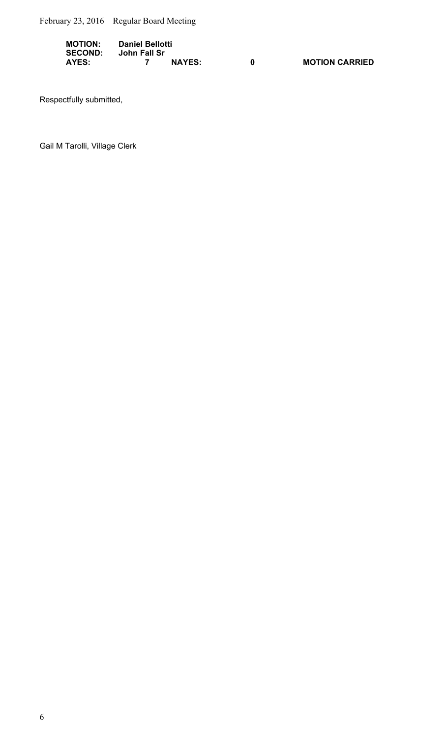**MOTION:** **Daniel Bellotti**
**SECOND:** **John Fall Sr**
**AYES:** **7** **NAYES:** **0** **MOTION CARRIED**

Respectfully submitted,

Gail M Tarolli, Village Clerk